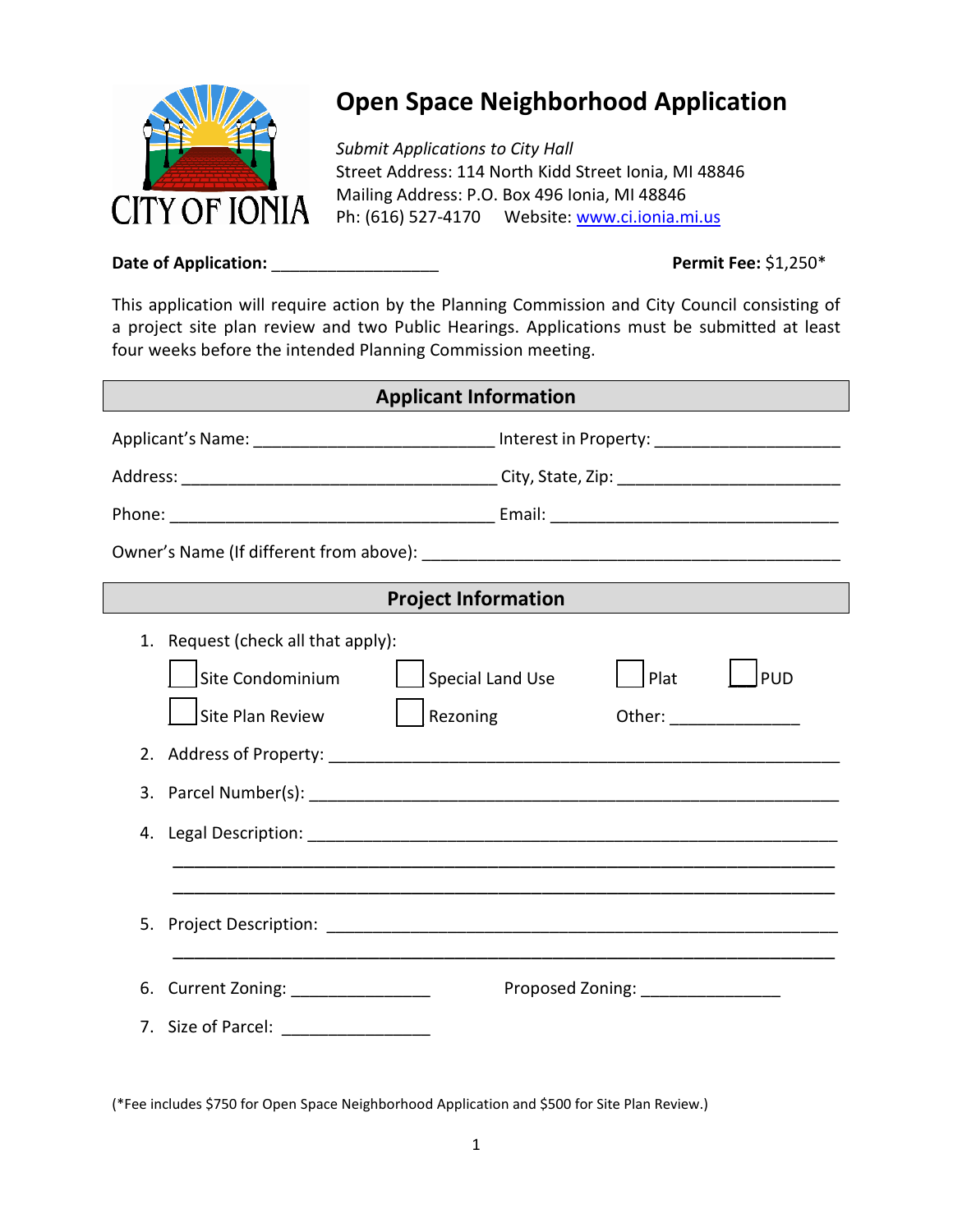CITY OF IONIA

# Open Space Neighborhood Application

*Submit Applications to City Hall*
Street Address: 114 North Kidd Street Ionia, MI 48846
Mailing Address: P.O. Box 496 Ionia, MI 48846
Ph: (616) 527-4170 Website: www.ci.ionia.mi.us

**Date of Application:** __________________ **Permit Fee:** $1,250*

This application will require action by the Planning Commission and City Council consisting of a project site plan review and two Public Hearings. Applications must be submitted at least four weeks before the intended Planning Commission meeting.

## Applicant Information

Applicant's Name: __________________________ Interest in Property: ____________________

Address: __________________________________ City, State, Zip: ________________________

Phone: ___________________________________ Email: _______________________________

Owner's Name (If different from above): _____________________________________________

## Project Information

1. Request (check all that apply):

   ☐ Site Condominium ☐ Special Land Use ☐ Plat ☐ PUD

   ☐ Site Plan Review ☐ Rezoning Other: ______________

2. Address of Property: ________________________________________________________

3. Parcel Number(s): _________________________________________________________

4. Legal Description: _________________________________________________________
   ________________________________________________________________________
   ________________________________________________________________________

5. Project Description: ________________________________________________________
   ________________________________________________________________________

6. Current Zoning: _______________ Proposed Zoning: _______________

7. Size of Parcel: ________________

(*Fee includes $750 for Open Space Neighborhood Application and $500 for Site Plan Review.)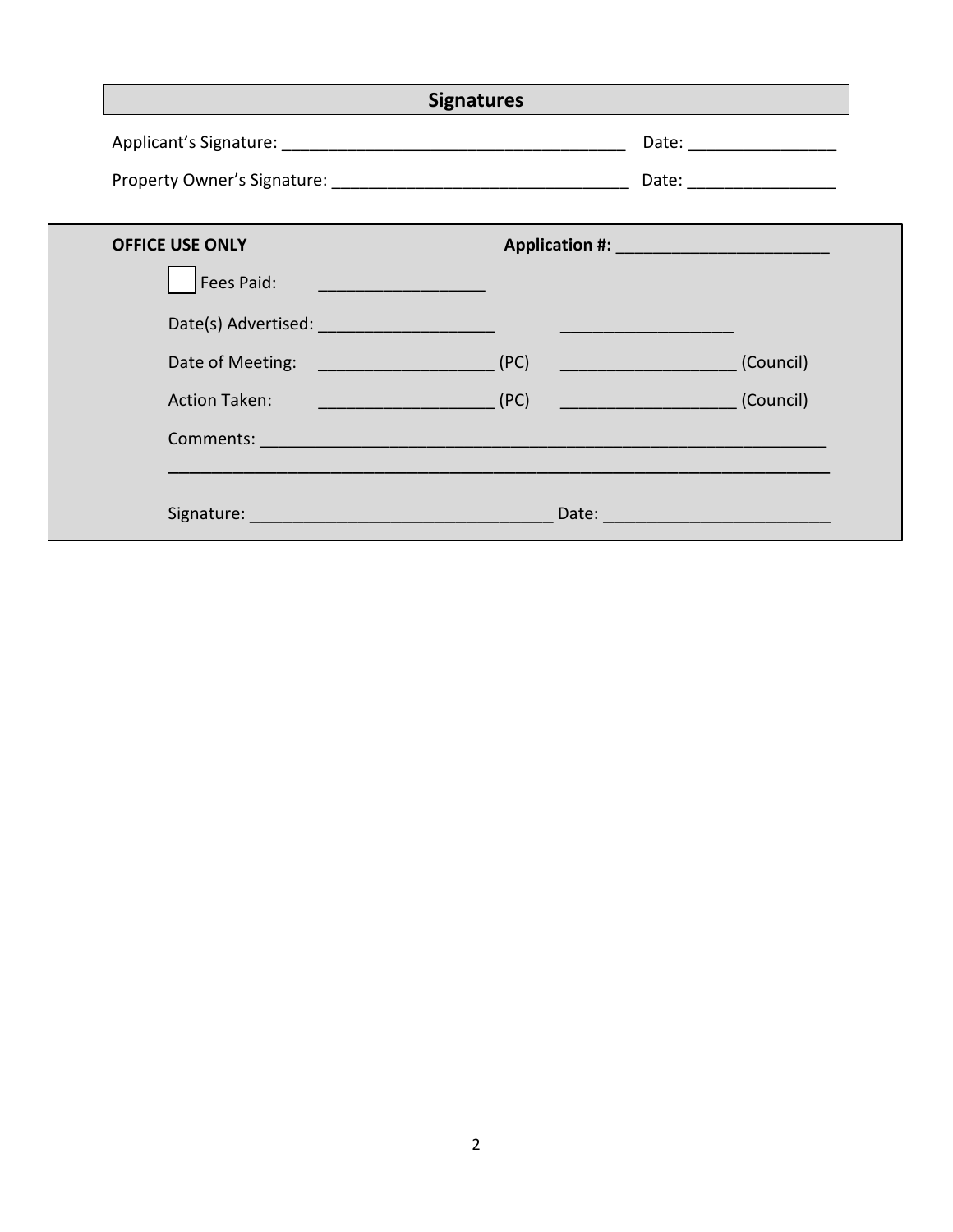## Signatures

Applicant's Signature: ____________________________________ Date: ________________

Property Owner's Signature: _______________________________ Date: ________________

**OFFICE USE ONLY** **Application #:** _______________________

☐ Fees Paid: _________________

Date(s) Advertised: __________________ __________________

Date of Meeting: __________________ (PC) __________________ (Council)

Action Taken: __________________ (PC) __________________ (Council)

Comments: ____________________________________________________________

______________________________________________________________________

Signature: ________________________________ Date: ________________________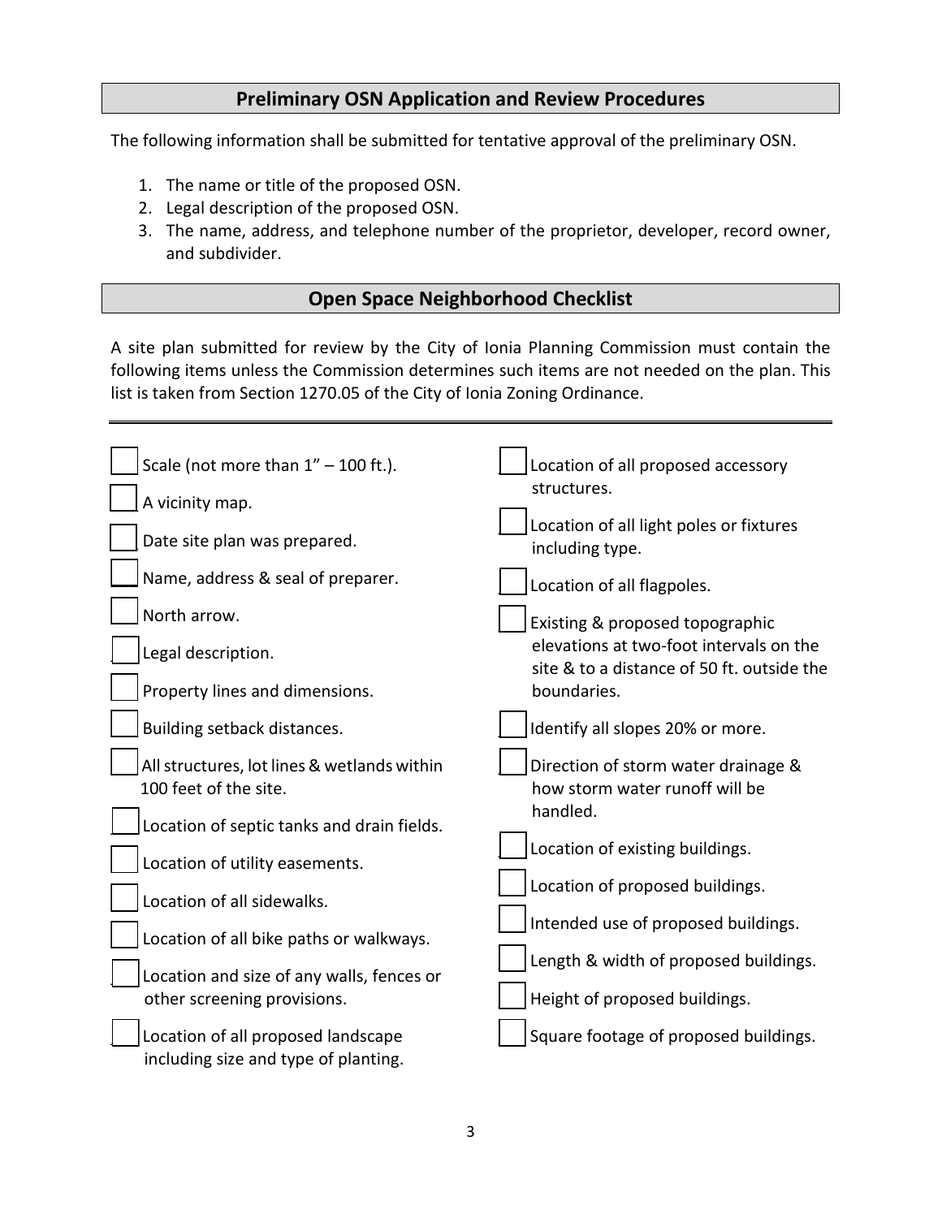## Preliminary OSN Application and Review Procedures

The following information shall be submitted for tentative approval of the preliminary OSN.

1. The name or title of the proposed OSN.
2. Legal description of the proposed OSN.
3. The name, address, and telephone number of the proprietor, developer, record owner, and subdivider.

## Open Space Neighborhood Checklist

A site plan submitted for review by the City of Ionia Planning Commission must contain the following items unless the Commission determines such items are not needed on the plan. This list is taken from Section 1270.05 of the City of Ionia Zoning Ordinance.

---

- [ ] Scale (not more than 1" – 100 ft.).
- [ ] A vicinity map.
- [ ] Date site plan was prepared.
- [ ] Name, address & seal of preparer.
- [ ] North arrow.
- [ ] Legal description.
- [ ] Property lines and dimensions.
- [ ] Building setback distances.
- [ ] All structures, lot lines & wetlands within 100 feet of the site.
- [ ] Location of septic tanks and drain fields.
- [ ] Location of utility easements.
- [ ] Location of all sidewalks.
- [ ] Location of all bike paths or walkways.
- [ ] Location and size of any walls, fences or other screening provisions.
- [ ] Location of all proposed landscape including size and type of planting.
- [ ] Location of all proposed accessory structures.
- [ ] Location of all light poles or fixtures including type.
- [ ] Location of all flagpoles.
- [ ] Existing & proposed topographic elevations at two-foot intervals on the site & to a distance of 50 ft. outside the boundaries.
- [ ] Identify all slopes 20% or more.
- [ ] Direction of storm water drainage & how storm water runoff will be handled.
- [ ] Location of existing buildings.
- [ ] Location of proposed buildings.
- [ ] Intended use of proposed buildings.
- [ ] Length & width of proposed buildings.
- [ ] Height of proposed buildings.
- [ ] Square footage of proposed buildings.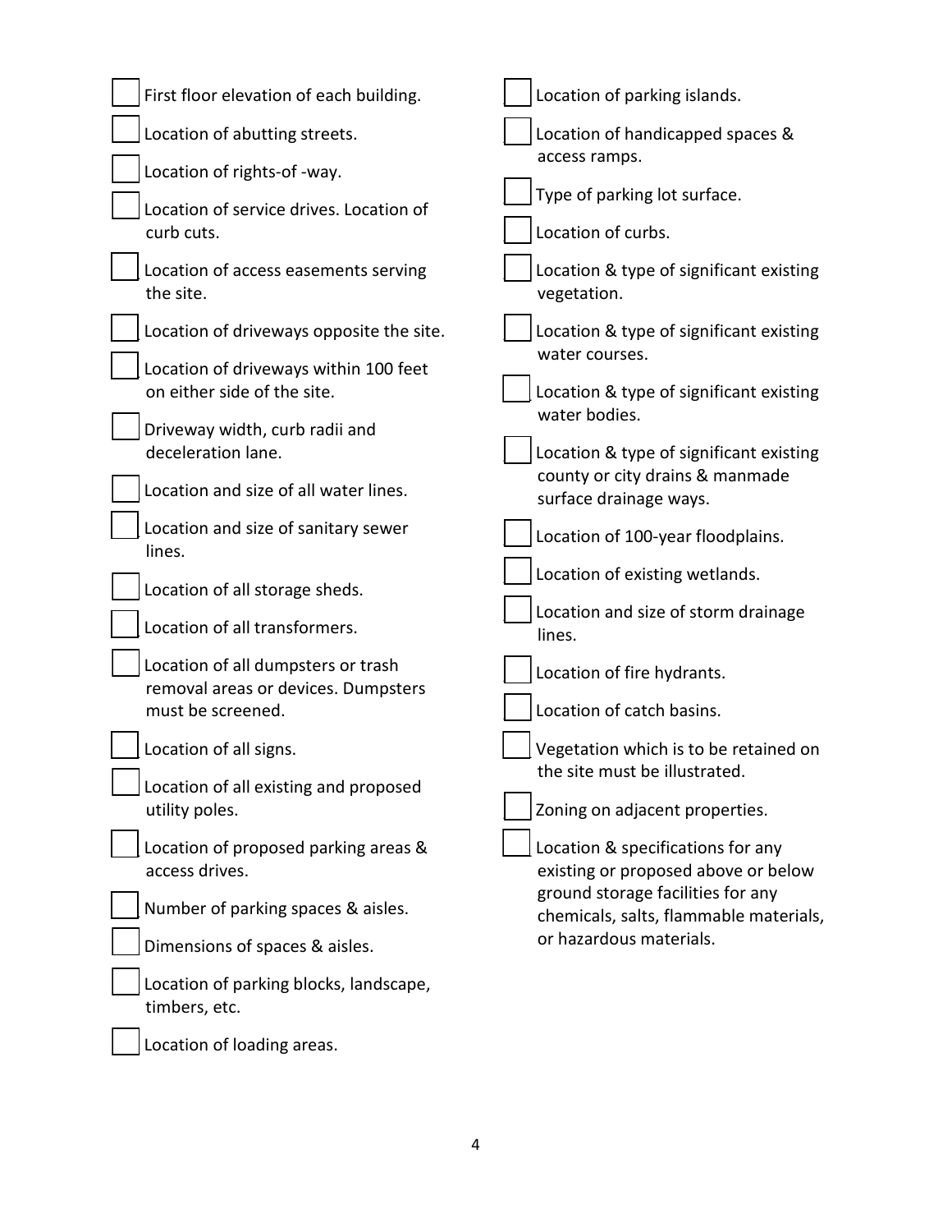- [ ] First floor elevation of each building.
- [ ] Location of abutting streets.
- [ ] Location of rights-of -way.
- [ ] Location of service drives. Location of curb cuts.
- [ ] Location of access easements serving the site.
- [ ] Location of driveways opposite the site.
- [ ] Location of driveways within 100 feet on either side of the site.
- [ ] Driveway width, curb radii and deceleration lane.
- [ ] Location and size of all water lines.
- [ ] Location and size of sanitary sewer lines.
- [ ] Location of all storage sheds.
- [ ] Location of all transformers.
- [ ] Location of all dumpsters or trash removal areas or devices. Dumpsters must be screened.
- [ ] Location of all signs.
- [ ] Location of all existing and proposed utility poles.
- [ ] Location of proposed parking areas & access drives.
- [ ] Number of parking spaces & aisles.
- [ ] Dimensions of spaces & aisles.
- [ ] Location of parking blocks, landscape, timbers, etc.
- [ ] Location of loading areas.
- [ ] Location of parking islands.
- [ ] Location of handicapped spaces & access ramps.
- [ ] Type of parking lot surface.
- [ ] Location of curbs.
- [ ] Location & type of significant existing vegetation.
- [ ] Location & type of significant existing water courses.
- [ ] Location & type of significant existing water bodies.
- [ ] Location & type of significant existing county or city drains & manmade surface drainage ways.
- [ ] Location of 100-year floodplains.
- [ ] Location of existing wetlands.
- [ ] Location and size of storm drainage lines.
- [ ] Location of fire hydrants.
- [ ] Location of catch basins.
- [ ] Vegetation which is to be retained on the site must be illustrated.
- [ ] Zoning on adjacent properties.
- [ ] Location & specifications for any existing or proposed above or below ground storage facilities for any chemicals, salts, flammable materials, or hazardous materials.